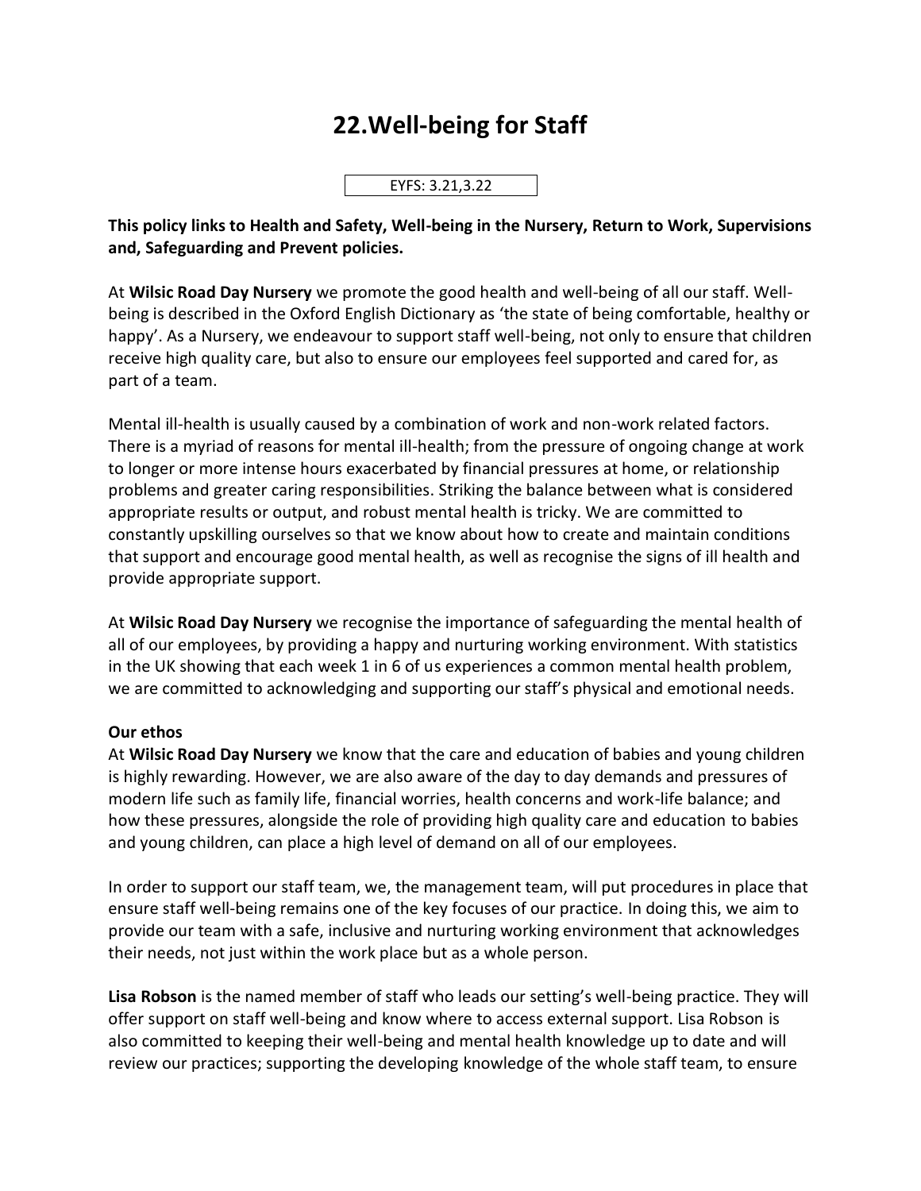# 22.Well-being for Staff

EYFS: 3.21,3.22

**This policy links to Health and Safety, Well-being in the Nursery, Return to Work, Supervisions and, Safeguarding and Prevent policies.**

At **Wilsic Road Day Nursery** we promote the good health and well-being of all our staff. Well-being is described in the Oxford English Dictionary as 'the state of being comfortable, healthy or happy'. As a Nursery, we endeavour to support staff well-being, not only to ensure that children receive high quality care, but also to ensure our employees feel supported and cared for, as part of a team.

Mental ill-health is usually caused by a combination of work and non-work related factors. There is a myriad of reasons for mental ill-health; from the pressure of ongoing change at work to longer or more intense hours exacerbated by financial pressures at home, or relationship problems and greater caring responsibilities. Striking the balance between what is considered appropriate results or output, and robust mental health is tricky. We are committed to constantly upskilling ourselves so that we know about how to create and maintain conditions that support and encourage good mental health, as well as recognise the signs of ill health and provide appropriate support.

At **Wilsic Road Day Nursery** we recognise the importance of safeguarding the mental health of all of our employees, by providing a happy and nurturing working environment. With statistics in the UK showing that each week 1 in 6 of us experiences a common mental health problem, we are committed to acknowledging and supporting our staff's physical and emotional needs.

**Our ethos**

At **Wilsic Road Day Nursery** we know that the care and education of babies and young children is highly rewarding. However, we are also aware of the day to day demands and pressures of modern life such as family life, financial worries, health concerns and work-life balance; and how these pressures, alongside the role of providing high quality care and education to babies and young children, can place a high level of demand on all of our employees.

In order to support our staff team, we, the management team, will put procedures in place that ensure staff well-being remains one of the key focuses of our practice. In doing this, we aim to provide our team with a safe, inclusive and nurturing working environment that acknowledges their needs, not just within the work place but as a whole person.

**Lisa Robson** is the named member of staff who leads our setting's well-being practice. They will offer support on staff well-being and know where to access external support. Lisa Robson is also committed to keeping their well-being and mental health knowledge up to date and will review our practices; supporting the developing knowledge of the whole staff team, to ensure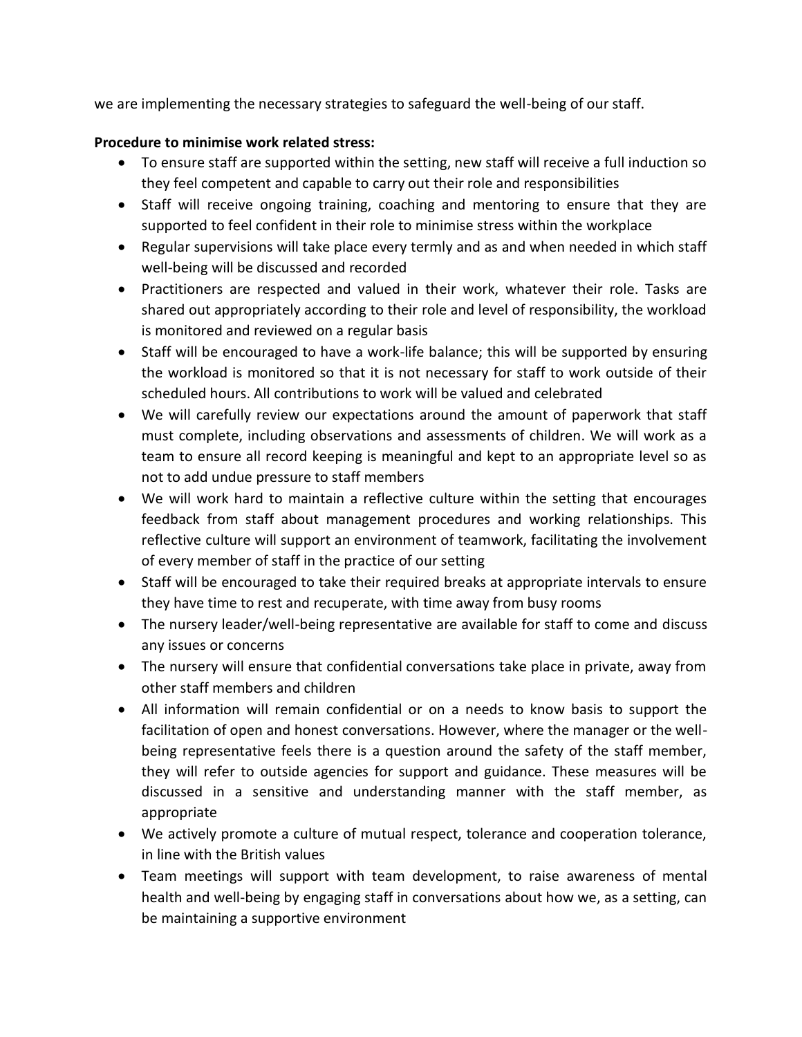we are implementing the necessary strategies to safeguard the well-being of our staff.

**Procedure to minimise work related stress:**

- To ensure staff are supported within the setting, new staff will receive a full induction so they feel competent and capable to carry out their role and responsibilities
- Staff will receive ongoing training, coaching and mentoring to ensure that they are supported to feel confident in their role to minimise stress within the workplace
- Regular supervisions will take place every termly and as and when needed in which staff well-being will be discussed and recorded
- Practitioners are respected and valued in their work, whatever their role. Tasks are shared out appropriately according to their role and level of responsibility, the workload is monitored and reviewed on a regular basis
- Staff will be encouraged to have a work-life balance; this will be supported by ensuring the workload is monitored so that it is not necessary for staff to work outside of their scheduled hours. All contributions to work will be valued and celebrated
- We will carefully review our expectations around the amount of paperwork that staff must complete, including observations and assessments of children. We will work as a team to ensure all record keeping is meaningful and kept to an appropriate level so as not to add undue pressure to staff members
- We will work hard to maintain a reflective culture within the setting that encourages feedback from staff about management procedures and working relationships. This reflective culture will support an environment of teamwork, facilitating the involvement of every member of staff in the practice of our setting
- Staff will be encouraged to take their required breaks at appropriate intervals to ensure they have time to rest and recuperate, with time away from busy rooms
- The nursery leader/well-being representative are available for staff to come and discuss any issues or concerns
- The nursery will ensure that confidential conversations take place in private, away from other staff members and children
- All information will remain confidential or on a needs to know basis to support the facilitation of open and honest conversations. However, where the manager or the well-being representative feels there is a question around the safety of the staff member, they will refer to outside agencies for support and guidance. These measures will be discussed in a sensitive and understanding manner with the staff member, as appropriate
- We actively promote a culture of mutual respect, tolerance and cooperation tolerance, in line with the British values
- Team meetings will support with team development, to raise awareness of mental health and well-being by engaging staff in conversations about how we, as a setting, can be maintaining a supportive environment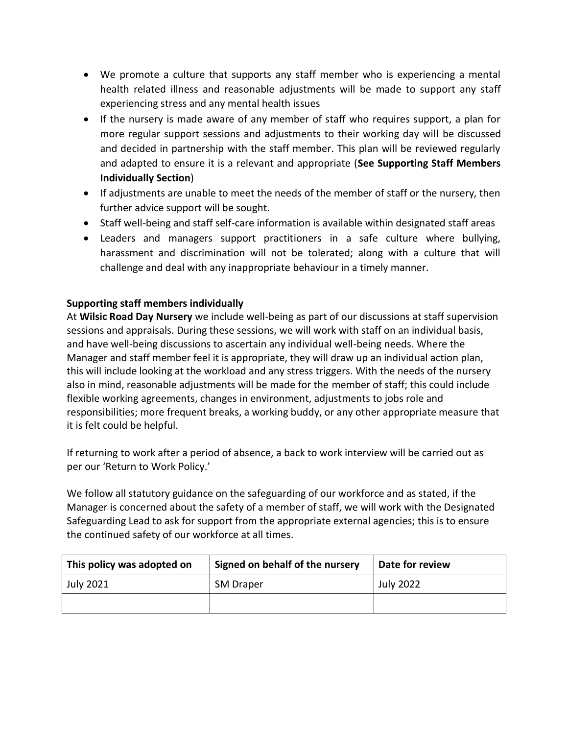- We promote a culture that supports any staff member who is experiencing a mental health related illness and reasonable adjustments will be made to support any staff experiencing stress and any mental health issues
- If the nursery is made aware of any member of staff who requires support, a plan for more regular support sessions and adjustments to their working day will be discussed and decided in partnership with the staff member. This plan will be reviewed regularly and adapted to ensure it is a relevant and appropriate (**See Supporting Staff Members Individually Section**)
- If adjustments are unable to meet the needs of the member of staff or the nursery, then further advice support will be sought.
- Staff well-being and staff self-care information is available within designated staff areas
- Leaders and managers support practitioners in a safe culture where bullying, harassment and discrimination will not be tolerated; along with a culture that will challenge and deal with any inappropriate behaviour in a timely manner.

**Supporting staff members individually**

At **Wilsic Road Day Nursery** we include well-being as part of our discussions at staff supervision sessions and appraisals. During these sessions, we will work with staff on an individual basis, and have well-being discussions to ascertain any individual well-being needs. Where the Manager and staff member feel it is appropriate, they will draw up an individual action plan, this will include looking at the workload and any stress triggers. With the needs of the nursery also in mind, reasonable adjustments will be made for the member of staff; this could include flexible working agreements, changes in environment, adjustments to jobs role and responsibilities; more frequent breaks, a working buddy, or any other appropriate measure that it is felt could be helpful.

If returning to work after a period of absence, a back to work interview will be carried out as per our 'Return to Work Policy.'

We follow all statutory guidance on the safeguarding of our workforce and as stated, if the Manager is concerned about the safety of a member of staff, we will work with the Designated Safeguarding Lead to ask for support from the appropriate external agencies; this is to ensure the continued safety of our workforce at all times.

| This policy was adopted on | Signed on behalf of the nursery | Date for review |
| --- | --- | --- |
| July 2021 | SM Draper | July 2022 |
| | | |